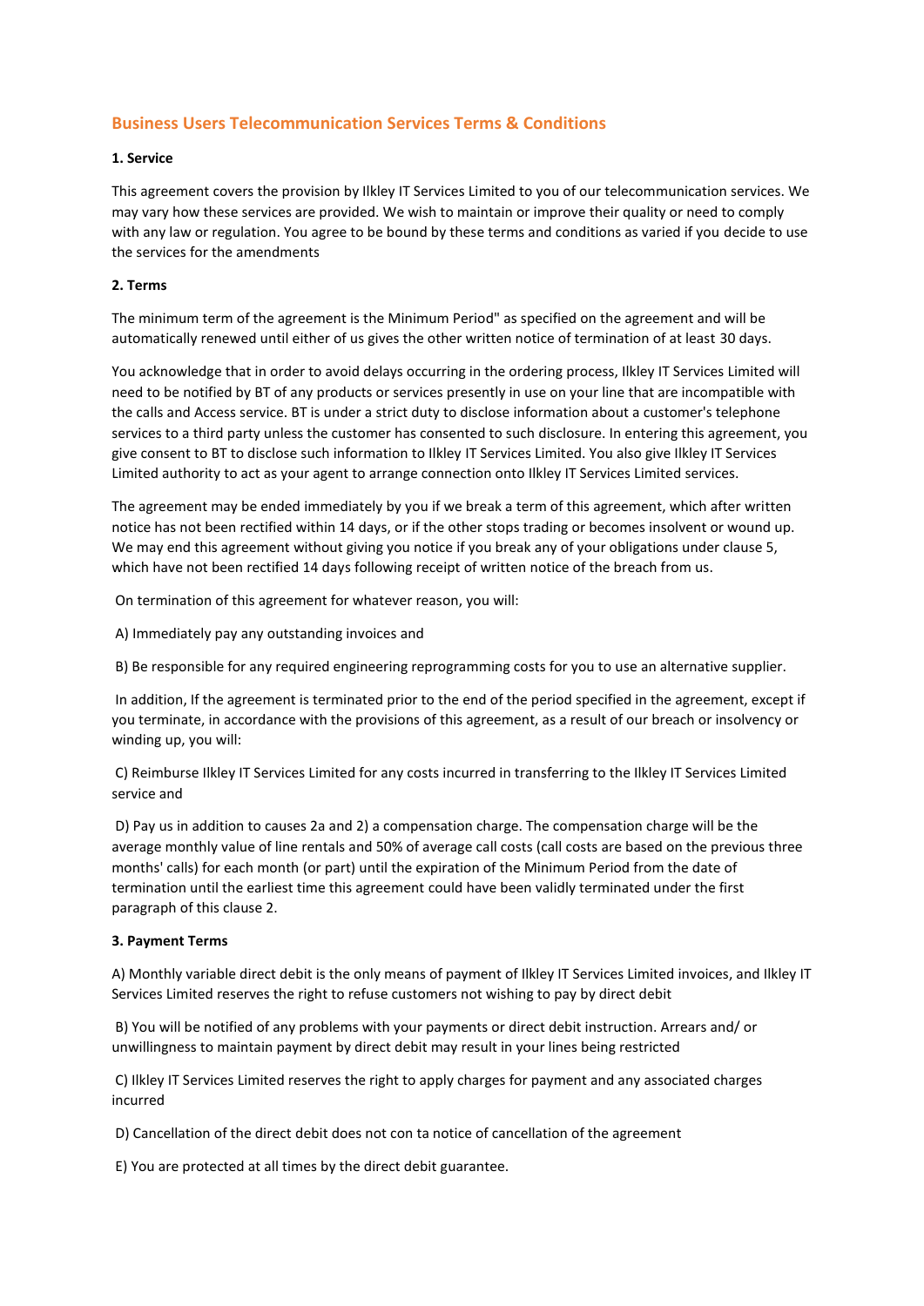## Business Users Telecommunication Services Terms & Conditions

**1. Service**

This agreement covers the provision by Ilkley IT Services Limited to you of our telecommunication services. We may vary how these services are provided. We wish to maintain or improve their quality or need to comply with any law or regulation. You agree to be bound by these terms and conditions as varied if you decide to use the services for the amendments

**2. Terms**

The minimum term of the agreement is the Minimum Period" as specified on the agreement and will be automatically renewed until either of us gives the other written notice of termination of at least 30 days.

You acknowledge that in order to avoid delays occurring in the ordering process, Ilkley IT Services Limited will need to be notified by BT of any products or services presently in use on your line that are incompatible with the calls and Access service. BT is under a strict duty to disclose information about a customer's telephone services to a third party unless the customer has consented to such disclosure. In entering this agreement, you give consent to BT to disclose such information to Ilkley IT Services Limited. You also give Ilkley IT Services Limited authority to act as your agent to arrange connection onto Ilkley IT Services Limited services.

The agreement may be ended immediately by you if we break a term of this agreement, which after written notice has not been rectified within 14 days, or if the other stops trading or becomes insolvent or wound up. We may end this agreement without giving you notice if you break any of your obligations under clause 5, which have not been rectified 14 days following receipt of written notice of the breach from us.

On termination of this agreement for whatever reason, you will:

A) Immediately pay any outstanding invoices and

B) Be responsible for any required engineering reprogramming costs for you to use an alternative supplier.

In addition, If the agreement is terminated prior to the end of the period specified in the agreement, except if you terminate, in accordance with the provisions of this agreement, as a result of our breach or insolvency or winding up, you will:

C) Reimburse Ilkley IT Services Limited for any costs incurred in transferring to the Ilkley IT Services Limited service and

D) Pay us in addition to causes 2a and 2) a compensation charge. The compensation charge will be the average monthly value of line rentals and 50% of average call costs (call costs are based on the previous three months' calls) for each month (or part) until the expiration of the Minimum Period from the date of termination until the earliest time this agreement could have been validly terminated under the first paragraph of this clause 2.

**3. Payment Terms**

A) Monthly variable direct debit is the only means of payment of Ilkley IT Services Limited invoices, and Ilkley IT Services Limited reserves the right to refuse customers not wishing to pay by direct debit

B) You will be notified of any problems with your payments or direct debit instruction. Arrears and/ or unwillingness to maintain payment by direct debit may result in your lines being restricted

C) Ilkley IT Services Limited reserves the right to apply charges for payment and any associated charges incurred

D) Cancellation of the direct debit does not con ta notice of cancellation of the agreement

E) You are protected at all times by the direct debit guarantee.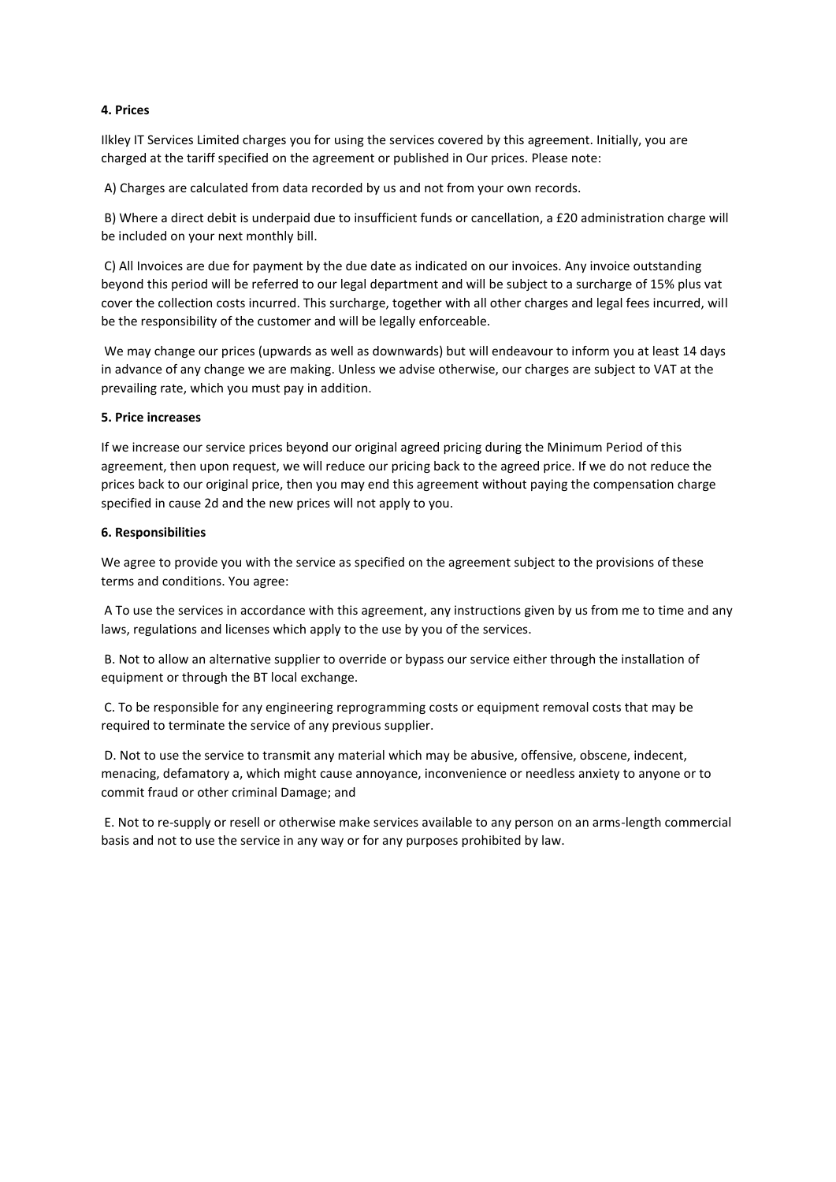**4. Prices**

Ilkley IT Services Limited charges you for using the services covered by this agreement. Initially, you are charged at the tariff specified on the agreement or published in Our prices. Please note:

A) Charges are calculated from data recorded by us and not from your own records.

B) Where a direct debit is underpaid due to insufficient funds or cancellation, a £20 administration charge will be included on your next monthly bill.

C) All Invoices are due for payment by the due date as indicated on our invoices. Any invoice outstanding beyond this period will be referred to our legal department and will be subject to a surcharge of 15% plus vat cover the collection costs incurred. This surcharge, together with all other charges and legal fees incurred, will be the responsibility of the customer and will be legally enforceable.

We may change our prices (upwards as well as downwards) but will endeavour to inform you at least 14 days in advance of any change we are making. Unless we advise otherwise, our charges are subject to VAT at the prevailing rate, which you must pay in addition.

**5. Price increases**

If we increase our service prices beyond our original agreed pricing during the Minimum Period of this agreement, then upon request, we will reduce our pricing back to the agreed price. If we do not reduce the prices back to our original price, then you may end this agreement without paying the compensation charge specified in cause 2d and the new prices will not apply to you.

**6. Responsibilities**

We agree to provide you with the service as specified on the agreement subject to the provisions of these terms and conditions. You agree:

A To use the services in accordance with this agreement, any instructions given by us from me to time and any laws, regulations and licenses which apply to the use by you of the services.

B. Not to allow an alternative supplier to override or bypass our service either through the installation of equipment or through the BT local exchange.

C. To be responsible for any engineering reprogramming costs or equipment removal costs that may be required to terminate the service of any previous supplier.

D. Not to use the service to transmit any material which may be abusive, offensive, obscene, indecent, menacing, defamatory a, which might cause annoyance, inconvenience or needless anxiety to anyone or to commit fraud or other criminal Damage; and

E. Not to re-supply or resell or otherwise make services available to any person on an arms-length commercial basis and not to use the service in any way or for any purposes prohibited by law.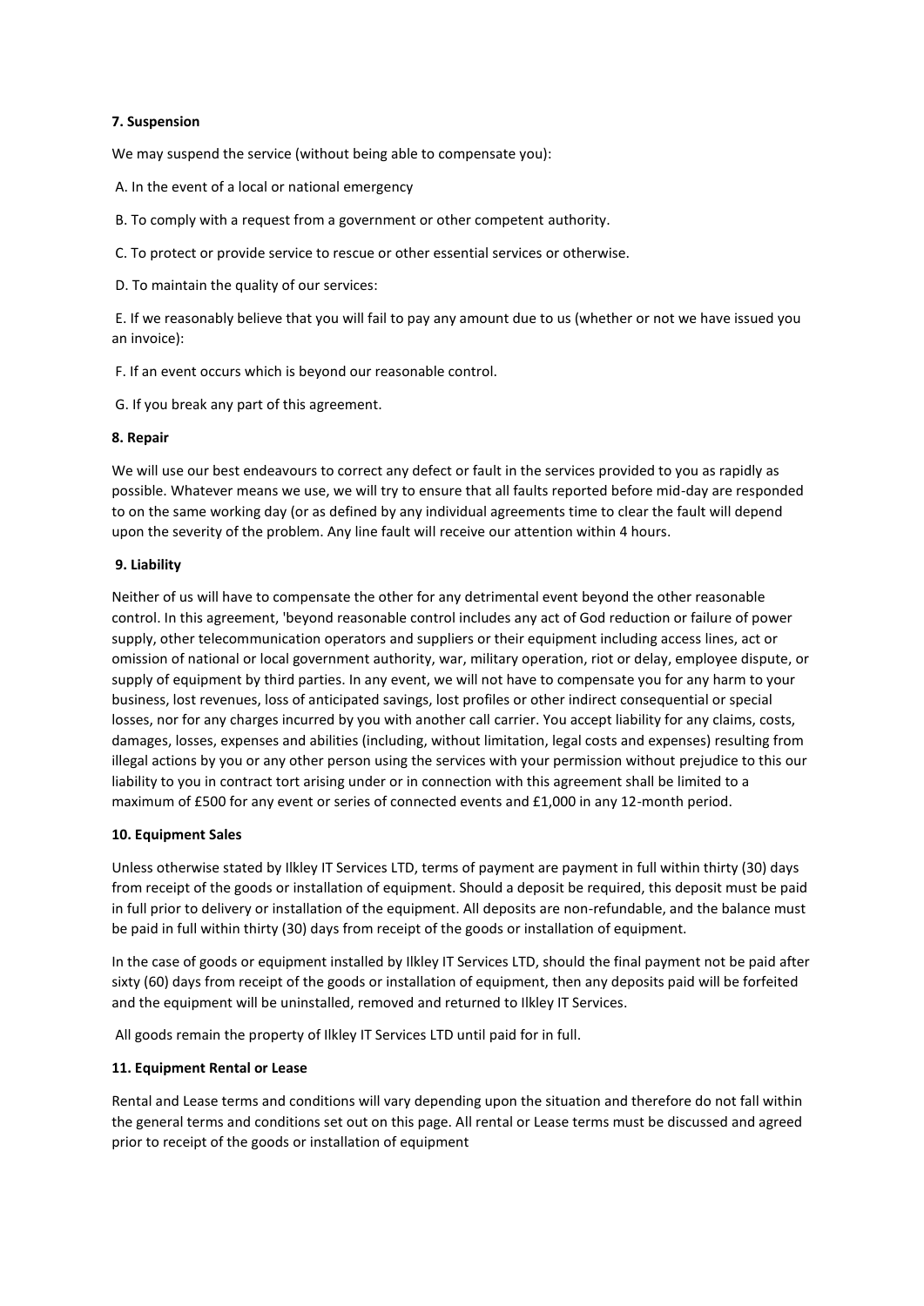**7. Suspension**

We may suspend the service (without being able to compensate you):

A. In the event of a local or national emergency

B. To comply with a request from a government or other competent authority.

C. To protect or provide service to rescue or other essential services or otherwise.

D. To maintain the quality of our services:

E. If we reasonably believe that you will fail to pay any amount due to us (whether or not we have issued you an invoice):

F. If an event occurs which is beyond our reasonable control.

G. If you break any part of this agreement.

**8. Repair**

We will use our best endeavours to correct any defect or fault in the services provided to you as rapidly as possible. Whatever means we use, we will try to ensure that all faults reported before mid-day are responded to on the same working day (or as defined by any individual agreements time to clear the fault will depend upon the severity of the problem. Any line fault will receive our attention within 4 hours.

**9. Liability**

Neither of us will have to compensate the other for any detrimental event beyond the other reasonable control. In this agreement, 'beyond reasonable control includes any act of God reduction or failure of power supply, other telecommunication operators and suppliers or their equipment including access lines, act or omission of national or local government authority, war, military operation, riot or delay, employee dispute, or supply of equipment by third parties. In any event, we will not have to compensate you for any harm to your business, lost revenues, loss of anticipated savings, lost profiles or other indirect consequential or special losses, nor for any charges incurred by you with another call carrier. You accept liability for any claims, costs, damages, losses, expenses and abilities (including, without limitation, legal costs and expenses) resulting from illegal actions by you or any other person using the services with your permission without prejudice to this our liability to you in contract tort arising under or in connection with this agreement shall be limited to a maximum of £500 for any event or series of connected events and £1,000 in any 12-month period.

**10. Equipment Sales**

Unless otherwise stated by Ilkley IT Services LTD, terms of payment are payment in full within thirty (30) days from receipt of the goods or installation of equipment. Should a deposit be required, this deposit must be paid in full prior to delivery or installation of the equipment. All deposits are non-refundable, and the balance must be paid in full within thirty (30) days from receipt of the goods or installation of equipment.

In the case of goods or equipment installed by Ilkley IT Services LTD, should the final payment not be paid after sixty (60) days from receipt of the goods or installation of equipment, then any deposits paid will be forfeited and the equipment will be uninstalled, removed and returned to Ilkley IT Services.

All goods remain the property of Ilkley IT Services LTD until paid for in full.

**11. Equipment Rental or Lease**

Rental and Lease terms and conditions will vary depending upon the situation and therefore do not fall within the general terms and conditions set out on this page. All rental or Lease terms must be discussed and agreed prior to receipt of the goods or installation of equipment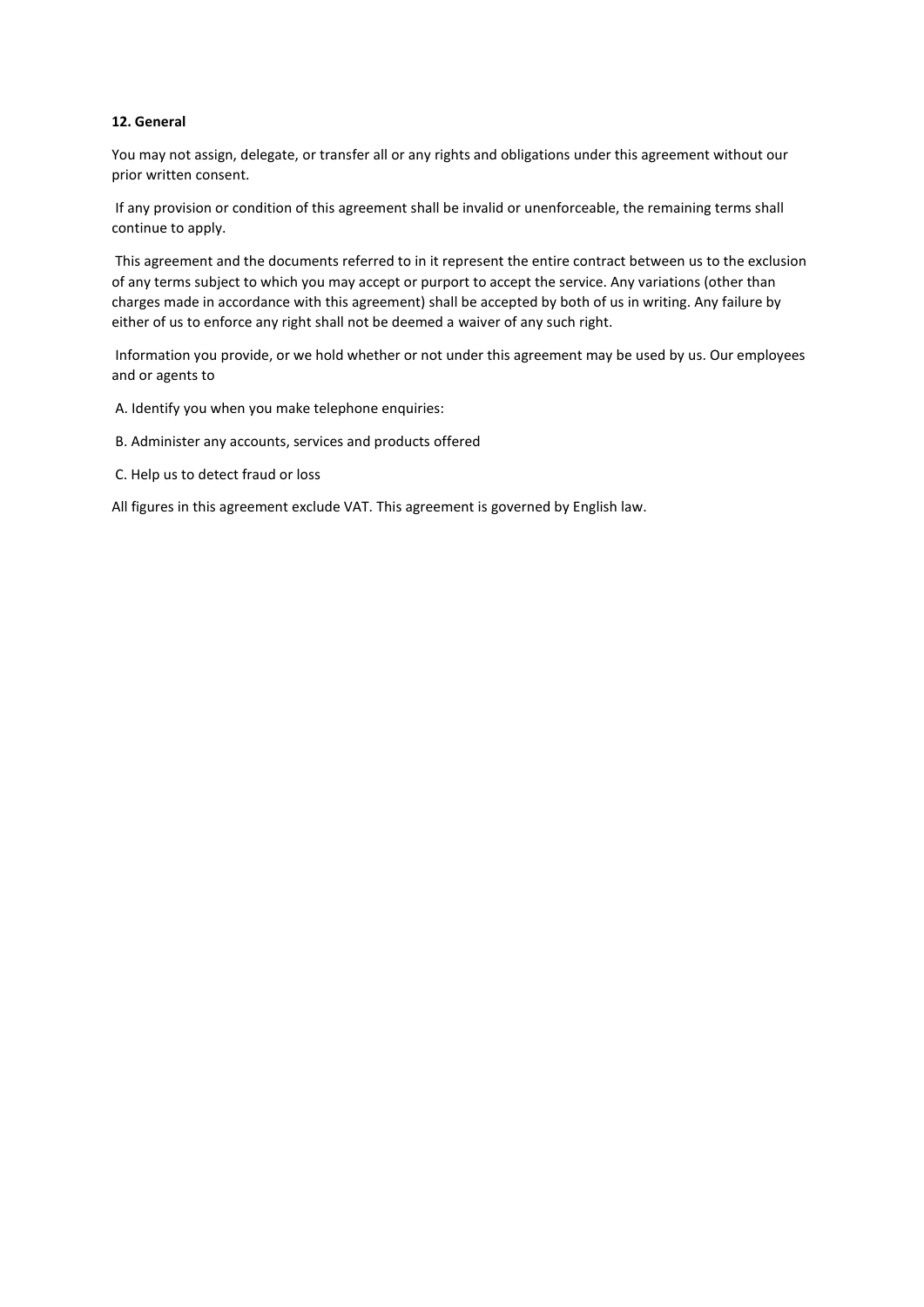**12. General**

You may not assign, delegate, or transfer all or any rights and obligations under this agreement without our prior written consent.

If any provision or condition of this agreement shall be invalid or unenforceable, the remaining terms shall continue to apply.

This agreement and the documents referred to in it represent the entire contract between us to the exclusion of any terms subject to which you may accept or purport to accept the service. Any variations (other than charges made in accordance with this agreement) shall be accepted by both of us in writing. Any failure by either of us to enforce any right shall not be deemed a waiver of any such right.

Information you provide, or we hold whether or not under this agreement may be used by us. Our employees and or agents to

A. Identify you when you make telephone enquiries:

B. Administer any accounts, services and products offered

C. Help us to detect fraud or loss

All figures in this agreement exclude VAT. This agreement is governed by English law.